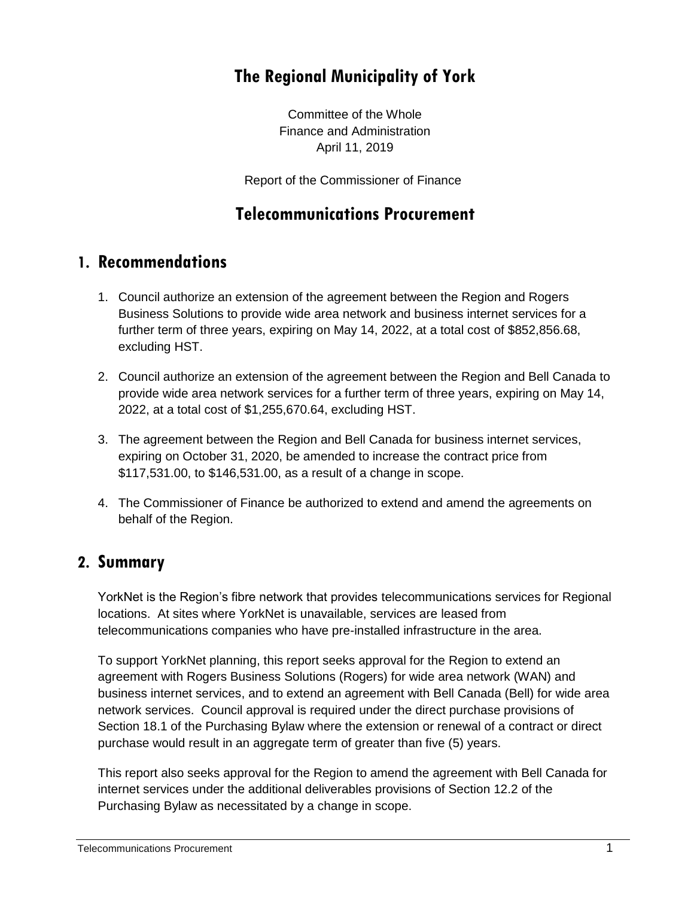# The Regional Municipality of York

Committee of the Whole
Finance and Administration
April 11, 2019

Report of the Commissioner of Finance

# Telecommunications Procurement

## 1. Recommendations

1. Council authorize an extension of the agreement between the Region and Rogers Business Solutions to provide wide area network and business internet services for a further term of three years, expiring on May 14, 2022, at a total cost of $852,856.68, excluding HST.
2. Council authorize an extension of the agreement between the Region and Bell Canada to provide wide area network services for a further term of three years, expiring on May 14, 2022, at a total cost of $1,255,670.64, excluding HST.
3. The agreement between the Region and Bell Canada for business internet services, expiring on October 31, 2020, be amended to increase the contract price from $117,531.00, to $146,531.00, as a result of a change in scope.
4. The Commissioner of Finance be authorized to extend and amend the agreements on behalf of the Region.

## 2. Summary

YorkNet is the Region's fibre network that provides telecommunications services for Regional locations. At sites where YorkNet is unavailable, services are leased from telecommunications companies who have pre-installed infrastructure in the area.

To support YorkNet planning, this report seeks approval for the Region to extend an agreement with Rogers Business Solutions (Rogers) for wide area network (WAN) and business internet services, and to extend an agreement with Bell Canada (Bell) for wide area network services. Council approval is required under the direct purchase provisions of Section 18.1 of the Purchasing Bylaw where the extension or renewal of a contract or direct purchase would result in an aggregate term of greater than five (5) years.

This report also seeks approval for the Region to amend the agreement with Bell Canada for internet services under the additional deliverables provisions of Section 12.2 of the Purchasing Bylaw as necessitated by a change in scope.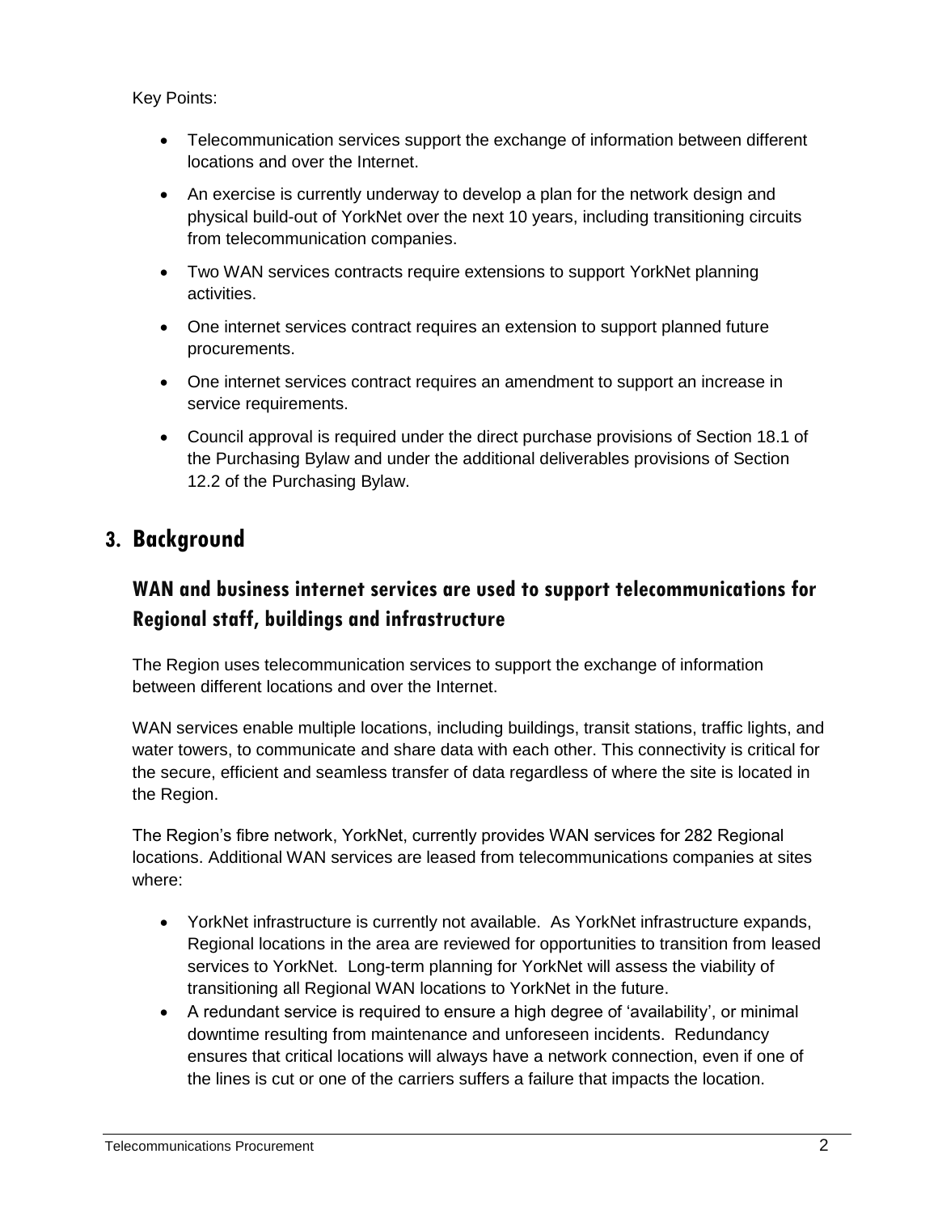Key Points:

- Telecommunication services support the exchange of information between different locations and over the Internet.
- An exercise is currently underway to develop a plan for the network design and physical build-out of YorkNet over the next 10 years, including transitioning circuits from telecommunication companies.
- Two WAN services contracts require extensions to support YorkNet planning activities.
- One internet services contract requires an extension to support planned future procurements.
- One internet services contract requires an amendment to support an increase in service requirements.
- Council approval is required under the direct purchase provisions of Section 18.1 of the Purchasing Bylaw and under the additional deliverables provisions of Section 12.2 of the Purchasing Bylaw.

## 3. Background

### WAN and business internet services are used to support telecommunications for Regional staff, buildings and infrastructure

The Region uses telecommunication services to support the exchange of information between different locations and over the Internet.

WAN services enable multiple locations, including buildings, transit stations, traffic lights, and water towers, to communicate and share data with each other. This connectivity is critical for the secure, efficient and seamless transfer of data regardless of where the site is located in the Region.

The Region's fibre network, YorkNet, currently provides WAN services for 282 Regional locations. Additional WAN services are leased from telecommunications companies at sites where:

- YorkNet infrastructure is currently not available. As YorkNet infrastructure expands, Regional locations in the area are reviewed for opportunities to transition from leased services to YorkNet. Long-term planning for YorkNet will assess the viability of transitioning all Regional WAN locations to YorkNet in the future.
- A redundant service is required to ensure a high degree of 'availability', or minimal downtime resulting from maintenance and unforeseen incidents. Redundancy ensures that critical locations will always have a network connection, even if one of the lines is cut or one of the carriers suffers a failure that impacts the location.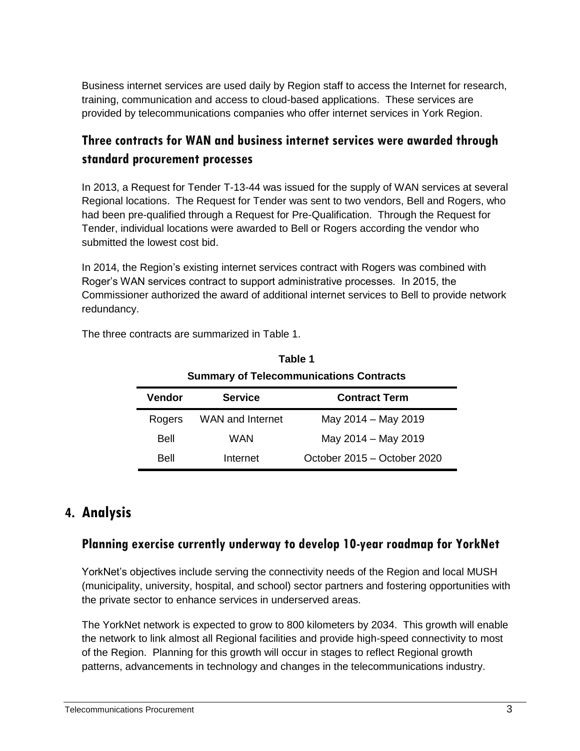Business internet services are used daily by Region staff to access the Internet for research, training, communication and access to cloud-based applications. These services are provided by telecommunications companies who offer internet services in York Region.

### Three contracts for WAN and business internet services were awarded through standard procurement processes

In 2013, a Request for Tender T-13-44 was issued for the supply of WAN services at several Regional locations. The Request for Tender was sent to two vendors, Bell and Rogers, who had been pre-qualified through a Request for Pre-Qualification. Through the Request for Tender, individual locations were awarded to Bell or Rogers according the vendor who submitted the lowest cost bid.

In 2014, the Region's existing internet services contract with Rogers was combined with Roger's WAN services contract to support administrative processes. In 2015, the Commissioner authorized the award of additional internet services to Bell to provide network redundancy.

The three contracts are summarized in Table 1.

**Table 1**

**Summary of Telecommunications Contracts**

| Vendor | Service | Contract Term |
|---|---|---|
| Rogers | WAN and Internet | May 2014 – May 2019 |
| Bell | WAN | May 2014 – May 2019 |
| Bell | Internet | October 2015 – October 2020 |

## 4. Analysis

### Planning exercise currently underway to develop 10-year roadmap for YorkNet

YorkNet's objectives include serving the connectivity needs of the Region and local MUSH (municipality, university, hospital, and school) sector partners and fostering opportunities with the private sector to enhance services in underserved areas.

The YorkNet network is expected to grow to 800 kilometers by 2034. This growth will enable the network to link almost all Regional facilities and provide high-speed connectivity to most of the Region. Planning for this growth will occur in stages to reflect Regional growth patterns, advancements in technology and changes in the telecommunications industry.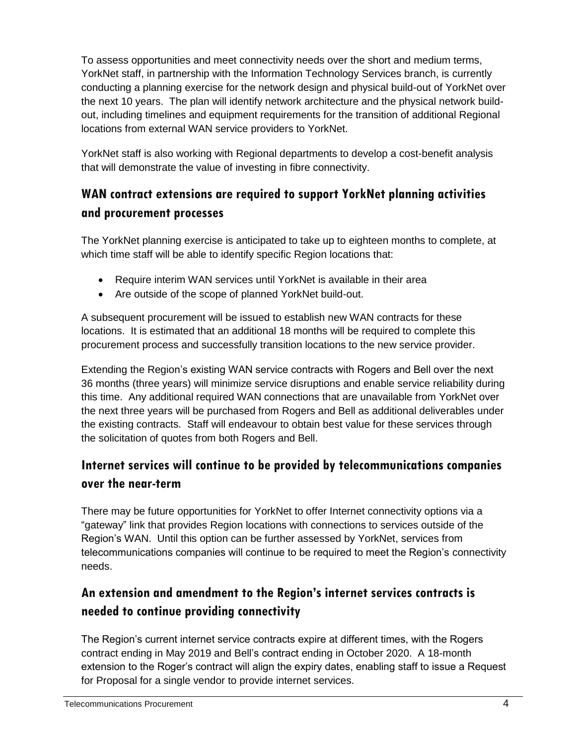To assess opportunities and meet connectivity needs over the short and medium terms, YorkNet staff, in partnership with the Information Technology Services branch, is currently conducting a planning exercise for the network design and physical build-out of YorkNet over the next 10 years. The plan will identify network architecture and the physical network build-out, including timelines and equipment requirements for the transition of additional Regional locations from external WAN service providers to YorkNet.

YorkNet staff is also working with Regional departments to develop a cost-benefit analysis that will demonstrate the value of investing in fibre connectivity.

## WAN contract extensions are required to support YorkNet planning activities and procurement processes

The YorkNet planning exercise is anticipated to take up to eighteen months to complete, at which time staff will be able to identify specific Region locations that:

- Require interim WAN services until YorkNet is available in their area
- Are outside of the scope of planned YorkNet build-out.

A subsequent procurement will be issued to establish new WAN contracts for these locations. It is estimated that an additional 18 months will be required to complete this procurement process and successfully transition locations to the new service provider.

Extending the Region's existing WAN service contracts with Rogers and Bell over the next 36 months (three years) will minimize service disruptions and enable service reliability during this time. Any additional required WAN connections that are unavailable from YorkNet over the next three years will be purchased from Rogers and Bell as additional deliverables under the existing contracts. Staff will endeavour to obtain best value for these services through the solicitation of quotes from both Rogers and Bell.

## Internet services will continue to be provided by telecommunications companies over the near-term

There may be future opportunities for YorkNet to offer Internet connectivity options via a "gateway" link that provides Region locations with connections to services outside of the Region's WAN. Until this option can be further assessed by YorkNet, services from telecommunications companies will continue to be required to meet the Region's connectivity needs.

## An extension and amendment to the Region's internet services contracts is needed to continue providing connectivity

The Region's current internet service contracts expire at different times, with the Rogers contract ending in May 2019 and Bell's contract ending in October 2020. A 18-month extension to the Roger's contract will align the expiry dates, enabling staff to issue a Request for Proposal for a single vendor to provide internet services.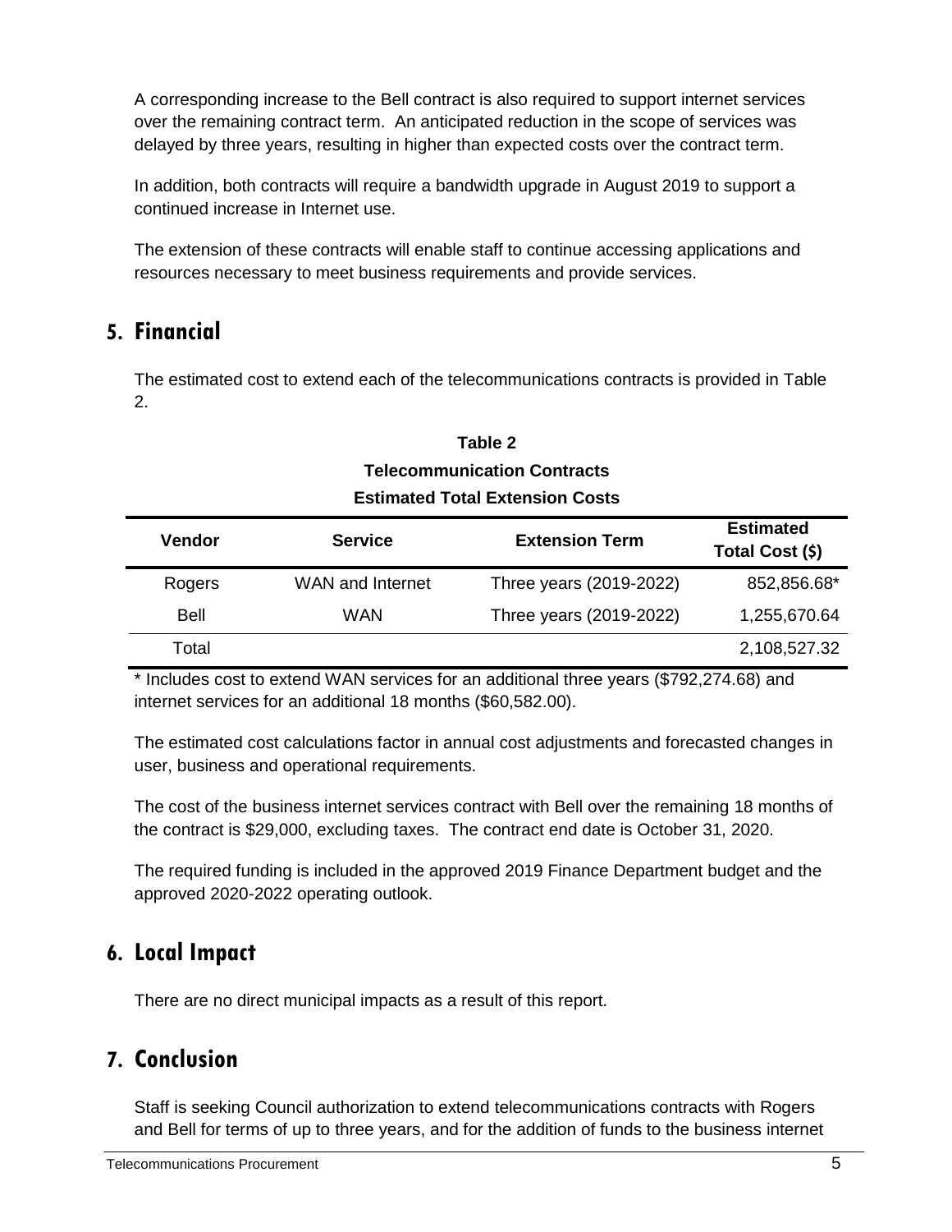A corresponding increase to the Bell contract is also required to support internet services over the remaining contract term. An anticipated reduction in the scope of services was delayed by three years, resulting in higher than expected costs over the contract term.

In addition, both contracts will require a bandwidth upgrade in August 2019 to support a continued increase in Internet use.

The extension of these contracts will enable staff to continue accessing applications and resources necessary to meet business requirements and provide services.

## 5. Financial

The estimated cost to extend each of the telecommunications contracts is provided in Table 2.

**Table 2**
**Telecommunication Contracts**
**Estimated Total Extension Costs**

| Vendor | Service | Extension Term | Estimated Total Cost ($) |
|---|---|---|---|
| Rogers | WAN and Internet | Three years (2019-2022) | 852,856.68* |
| Bell | WAN | Three years (2019-2022) | 1,255,670.64 |
| Total | | | 2,108,527.32 |

* Includes cost to extend WAN services for an additional three years ($792,274.68) and internet services for an additional 18 months ($60,582.00).

The estimated cost calculations factor in annual cost adjustments and forecasted changes in user, business and operational requirements.

The cost of the business internet services contract with Bell over the remaining 18 months of the contract is $29,000, excluding taxes. The contract end date is October 31, 2020.

The required funding is included in the approved 2019 Finance Department budget and the approved 2020-2022 operating outlook.

## 6. Local Impact

There are no direct municipal impacts as a result of this report.

## 7. Conclusion

Staff is seeking Council authorization to extend telecommunications contracts with Rogers and Bell for terms of up to three years, and for the addition of funds to the business internet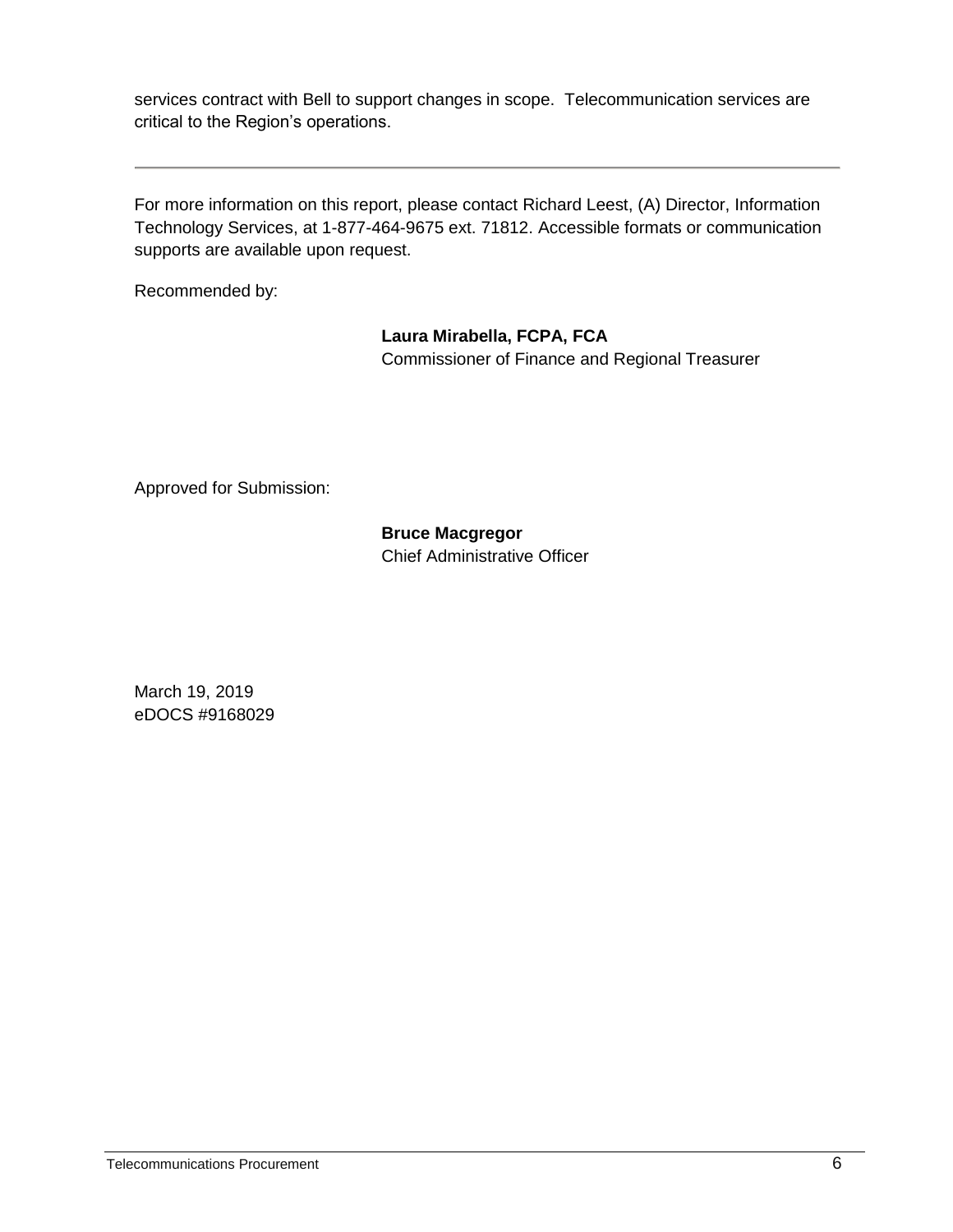services contract with Bell to support changes in scope. Telecommunication services are critical to the Region's operations.

---

For more information on this report, please contact Richard Leest, (A) Director, Information Technology Services, at 1-877-464-9675 ext. 71812. Accessible formats or communication supports are available upon request.

Recommended by:

**Laura Mirabella, FCPA, FCA**
Commissioner of Finance and Regional Treasurer

Approved for Submission:

**Bruce Macgregor**
Chief Administrative Officer

March 19, 2019
eDOCS #9168029